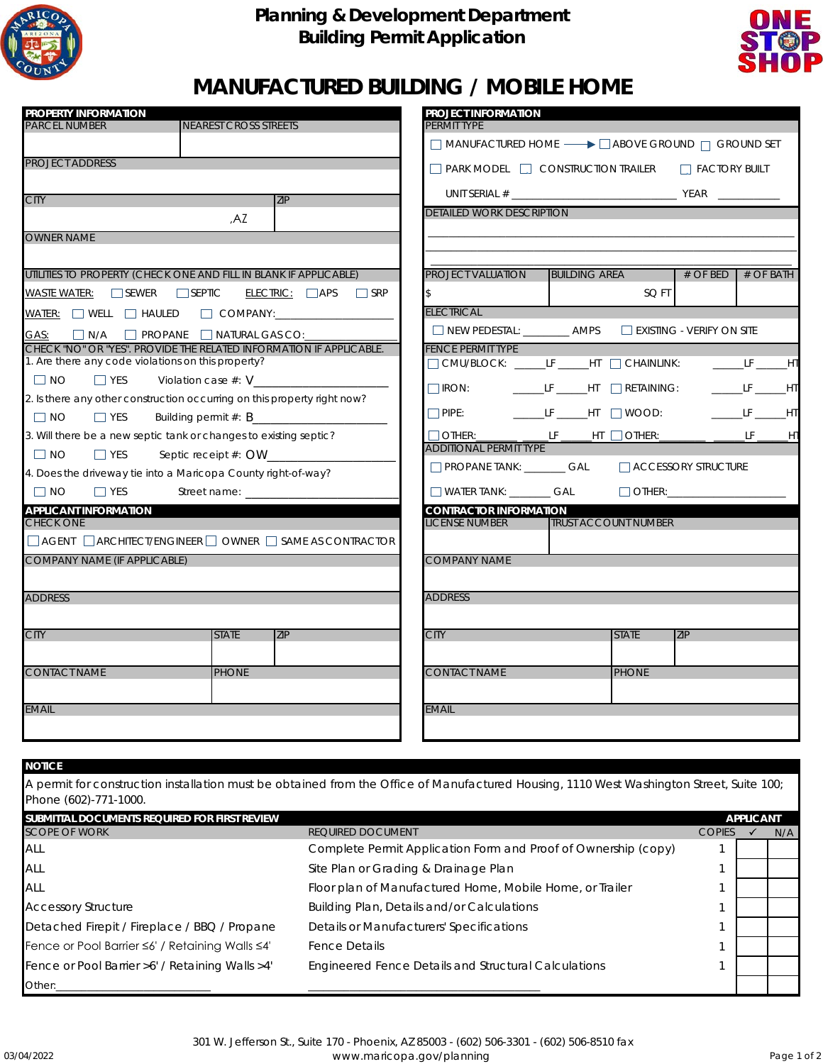# Planning & Development Department
## Building Permit Application

# MANUFACTURED BUILDING / MOBILE HOME

### PROPERTY INFORMATION

| PARCEL NUMBER | NEAREST CROSS STREETS |
|---|---|
| | |

PROJECT ADDRESS

| CITY | ZIP |
|---|---|
| ,AZ | |

OWNER NAME

UTILITIES TO PROPERTY (CHECK ONE AND FILL IN BLANK IF APPLICABLE)

WASTE WATER: ☐ SEWER ☐ SEPTIC    ELECTRIC: ☐ APS ☐ SRP

WATER: ☐ WELL ☐ HAULED ☐ COMPANY:___________________

GAS: ☐ N/A ☐ PROPANE ☐ NATURAL GAS CO:_______________

CHECK "NO" OR "YES". PROVIDE THE RELATED INFORMATION IF APPLICABLE.

1. Are there any code violations on this property?
   ☐ NO ☐ YES Violation case #: V______________________
2. Is there any other construction occurring on this property right now?
   ☐ NO ☐ YES Building permit #: B______________________
3. Will there be a new septic tank or changes to existing septic?
   ☐ NO ☐ YES Septic receipt #: OW______________________
4. Does the driveway tie into a Maricopa County right-of-way?
   ☐ NO ☐ YES Street name: ______________________

### APPLICANT INFORMATION

CHECK ONE

☐ AGENT ☐ ARCHITECT/ENGINEER ☐ OWNER ☐ SAME AS CONTRACTOR

COMPANY NAME (IF APPLICABLE)

ADDRESS

| CITY | STATE | ZIP |
|---|---|---|
| | | |

| CONTACT NAME | PHONE |
|---|---|
| | |

EMAIL

### PROJECT INFORMATION

PERMIT TYPE

☐ MANUFACTURED HOME ⟶ ☐ ABOVE GROUND ☐ GROUND SET

☐ PARK MODEL ☐ CONSTRUCTION TRAILER ☐ FACTORY BUILT

UNIT SERIAL # ____________________________ YEAR __________

DETAILED WORK DESCRIPTION

______________________________________________________________

______________________________________________________________

| PROJECT VALUATION | BUILDING AREA | # OF BED | # OF BATH |
|---|---|---|---|
| $ | SQ FT | | |

ELECTRICAL

☐ NEW PEDESTAL: ________ AMPS ☐ EXISTING - VERIFY ON SITE

FENCE PERMIT TYPE

☐ CMU/BLOCK: ______LF ______HT ☐ CHAINLINK: ______LF ______HT

☐ IRON: ______LF ______HT ☐ RETAINING: ______LF ______HT

☐ PIPE: ______LF ______HT ☐ WOOD: ______LF ______HT

☐ OTHER:________ ______LF ______HT ☐ OTHER:________ ______LF ______HT

ADDITIONAL PERMIT TYPE

☐ PROPANE TANK: _______ GAL ☐ ACCESSORY STRUCTURE

☐ WATER TANK: _______ GAL ☐ OTHER:___________________

### CONTRACTOR INFORMATION

| LICENSE NUMBER | TRUST ACCOUNT NUMBER |
|---|---|
| | |

COMPANY NAME

ADDRESS

| CITY | STATE | ZIP |
|---|---|---|
| | | |

| CONTACT NAME | PHONE |
|---|---|
| | |

EMAIL

### NOTICE

A permit for construction installation must be obtained from the Office of Manufactured Housing, 1110 West Washington Street, Suite 100; Phone (602)-771-1000.

### SUBMITTAL DOCUMENTS REQUIRED FOR FIRST REVIEW

| SCOPE OF WORK | REQUIRED DOCUMENT | COPIES | APPLICANT ✓ | N/A |
|---|---|---|---|---|
| ALL | Complete Permit Application Form and Proof of Ownership (copy) | 1 | | |
| ALL | Site Plan or Grading & Drainage Plan | 1 | | |
| ALL | Floor plan of Manufactured Home, Mobile Home, or Trailer | 1 | | |
| Accessory Structure | Building Plan, Details and/or Calculations | 1 | | |
| Detached Firepit / Fireplace / BBQ / Propane | Details or Manufacturers' Specifications | 1 | | |
| Fence or Pool Barrier ≤6' / Retaining Walls ≤4' | Fence Details | 1 | | |
| Fence or Pool Barrier >6' / Retaining Walls >4' | Engineered Fence Details and Structural Calculations | 1 | | |
| Other:__________________ | ______________________________ | | | |

301 W. Jefferson St., Suite 170 - Phoenix, AZ 85003 - (602) 506-3301 - (602) 506-8510 fax
www.maricopa.gov/planning

03/04/2022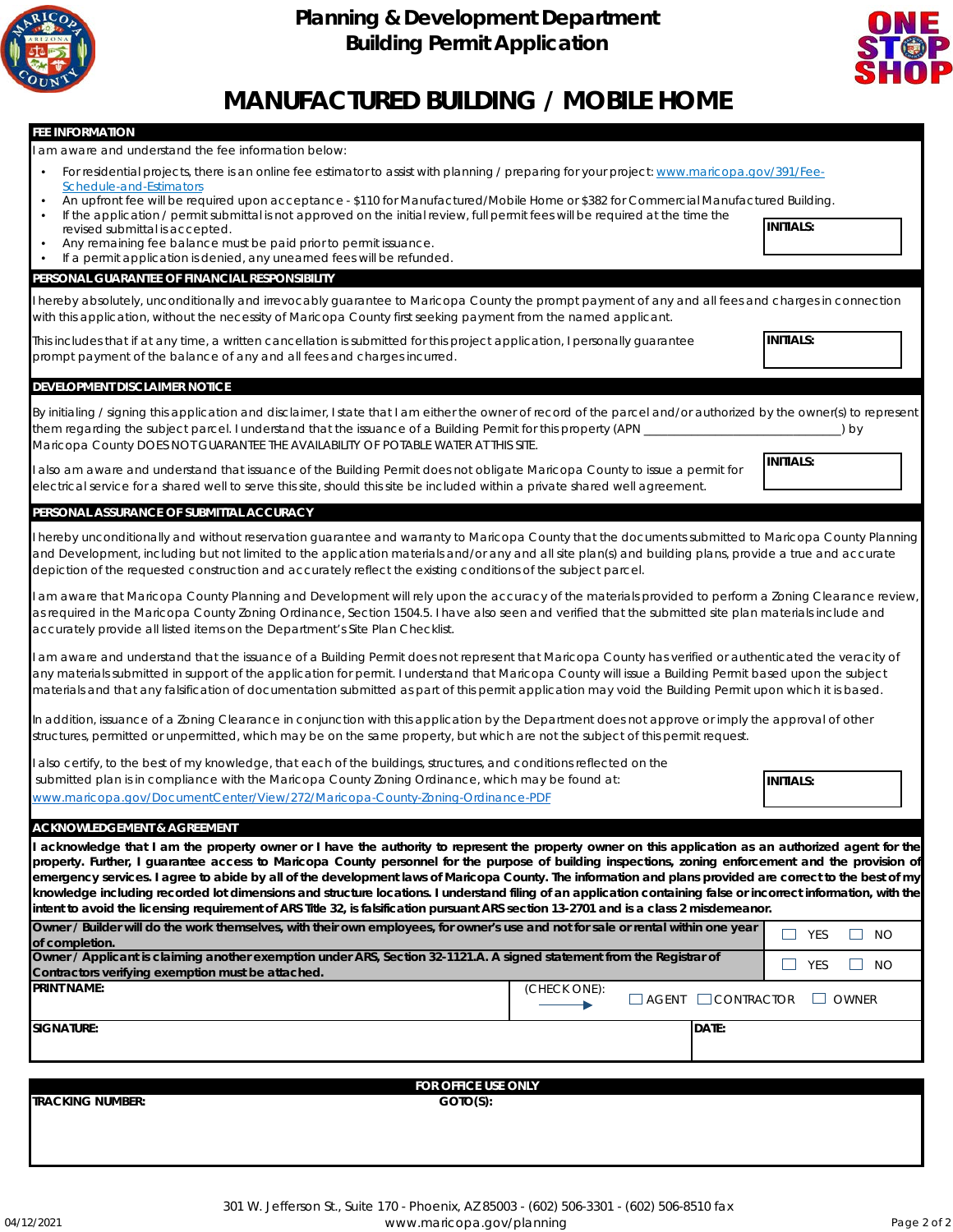# Planning & Development Department
## Building Permit Application

# MANUFACTURED BUILDING / MOBILE HOME

### FEE INFORMATION

I am aware and understand the fee information below:

- For residential projects, there is an online fee estimator to assist with planning / preparing for your project: www.maricopa.gov/391/Fee-Schedule-and-Estimators
- An upfront fee will be required upon acceptance - $110 for Manufactured/Mobile Home or $382 for Commercial Manufactured Building.
- If the application / permit submittal is not approved on the initial review, full permit fees will be required at the time the revised submittal is accepted.
- Any remaining fee balance must be paid prior to permit issuance.
- If a permit application is denied, any unearned fees will be refunded.

**INITIALS:**

### PERSONAL GUARANTEE OF FINANCIAL RESPONSIBILITY

I hereby absolutely, unconditionally and irrevocably guarantee to Maricopa County the prompt payment of any and all fees and charges in connection with this application, without the necessity of Maricopa County first seeking payment from the named applicant.

This includes that if at any time, a written cancellation is submitted for this project application, I personally guarantee prompt payment of the balance of any and all fees and charges incurred.

**INITIALS:**

### DEVELOPMENT DISCLAIMER NOTICE

By initialing / signing this application and disclaimer, I state that I am either the owner of record of the parcel and/or authorized by the owner(s) to represent them regarding the subject parcel. I understand that the issuance of a Building Permit for this property (APN ______________________________) by Maricopa County DOES NOT GUARANTEE THE AVAILABILITY OF POTABLE WATER AT THIS SITE.

I also am aware and understand that issuance of the Building Permit does not obligate Maricopa County to issue a permit for electrical service for a shared well to serve this site, should this site be included within a private shared well agreement.

**INITIALS:**

### PERSONAL ASSURANCE OF SUBMITTAL ACCURACY

I hereby unconditionally and without reservation guarantee and warranty to Maricopa County that the documents submitted to Maricopa County Planning and Development, including but not limited to the application materials and/or any and all site plan(s) and building plans, provide a true and accurate depiction of the requested construction and accurately reflect the existing conditions of the subject parcel.

I am aware that Maricopa County Planning and Development will rely upon the accuracy of the materials provided to perform a Zoning Clearance review, as required in the Maricopa County Zoning Ordinance, Section 1504.5. I have also seen and verified that the submitted site plan materials include and accurately provide all listed items on the Department's Site Plan Checklist.

I am aware and understand that the issuance of a Building Permit does not represent that Maricopa County has verified or authenticated the veracity of any materials submitted in support of the application for permit. I understand that Maricopa County will issue a Building Permit based upon the subject materials and that any falsification of documentation submitted as part of this permit application may void the Building Permit upon which it is based.

In addition, issuance of a Zoning Clearance in conjunction with this application by the Department does not approve or imply the approval of other structures, permitted or unpermitted, which may be on the same property, but which are not the subject of this permit request.

I also certify, to the best of my knowledge, that each of the buildings, structures, and conditions reflected on the submitted plan is in compliance with the Maricopa County Zoning Ordinance, which may be found at: www.maricopa.gov/DocumentCenter/View/272/Maricopa-County-Zoning-Ordinance-PDF

**INITIALS:**

### ACKNOWLEDGEMENT & AGREEMENT

**I acknowledge that I am the property owner or I have the authority to represent the property owner on this application as an authorized agent for the property. Further, I guarantee access to Maricopa County personnel for the purpose of building inspections, zoning enforcement and the provision of emergency services. I agree to abide by all of the development laws of Maricopa County. The information and plans provided are correct to the best of my knowledge including recorded lot dimensions and structure locations. I understand filing of an application containing false or incorrect information, with the intent to avoid the licensing requirement of ARS Title 32, is falsification pursuant ARS section 13-2701 and is a class 2 misdemeanor.**

| | |
|---|---|
| **Owner / Builder will do the work themselves, with their own employees, for owner's use and not for sale or rental within one year of completion.** | ☐ YES ☐ NO |
| **Owner / Applicant is claiming another exemption under ARS, Section 32-1121.A. A signed statement from the Registrar of Contractors verifying exemption must be attached.** | ☐ YES ☐ NO |
| **PRINT NAME:** | (CHECK ONE): ☐ AGENT ☐ CONTRACTOR ☐ OWNER |
| **SIGNATURE:** | **DATE:** |

### FOR OFFICE USE ONLY

| | |
|---|---|
| **TRACKING NUMBER:** | **GOTO(S):** |

301 W. Jefferson St., Suite 170 - Phoenix, AZ 85003 - (602) 506-3301 - (602) 506-8510 fax
www.maricopa.gov/planning

04/12/2021